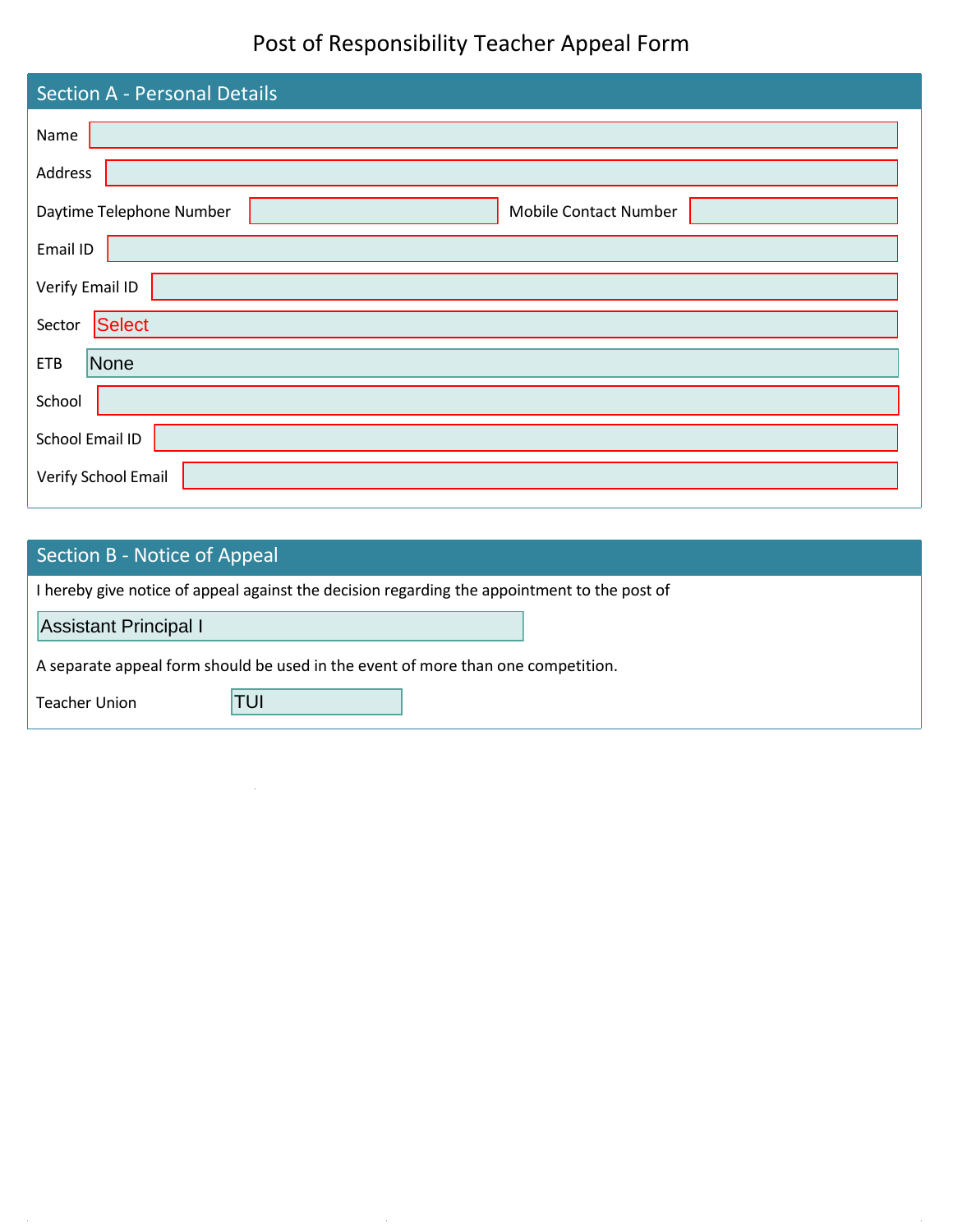# Post of Responsibility Teacher Appeal Form

## Section A - Personal Details

Name

Address

Daytime Telephone Number

Mobile Contact Number

Email ID

Verify Email ID

Sector: Select

ETB: None

School

School Email ID

Verify School Email

## Section B - Notice of Appeal

I hereby give notice of appeal against the decision regarding the appointment to the post of

Assistant Principal I

A separate appeal form should be used in the event of more than one competition.

Teacher Union: TUI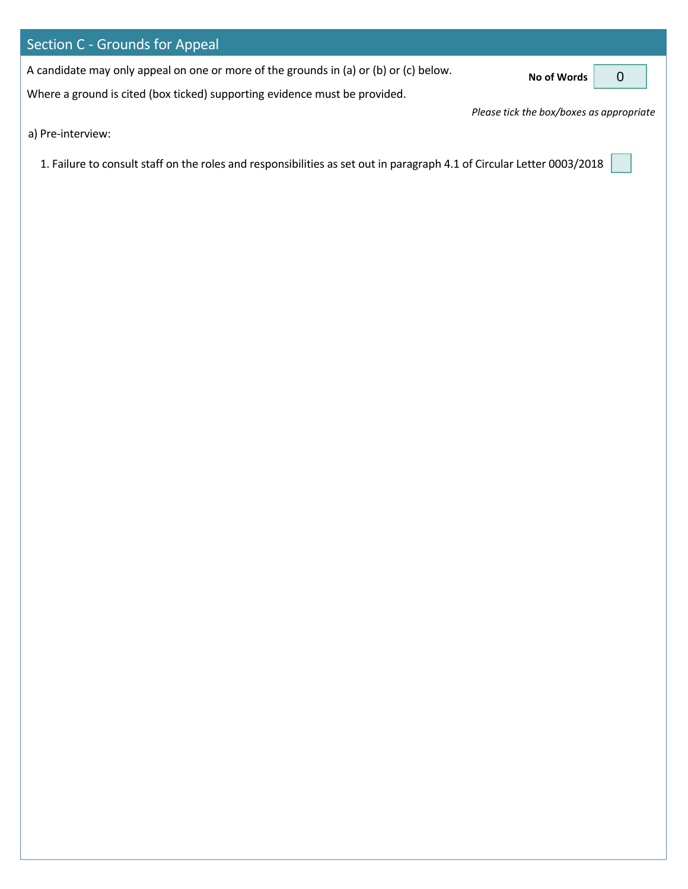## Section C - Grounds for Appeal

A candidate may only appeal on one or more of the grounds in (a) or (b) or (c) below.

**No of Words** 0

Where a ground is cited (box ticked) supporting evidence must be provided.

*Please tick the box/boxes as appropriate*

a) Pre-interview:

1. Failure to consult staff on the roles and responsibilities as set out in paragraph 4.1 of Circular Letter 0003/2018 ☐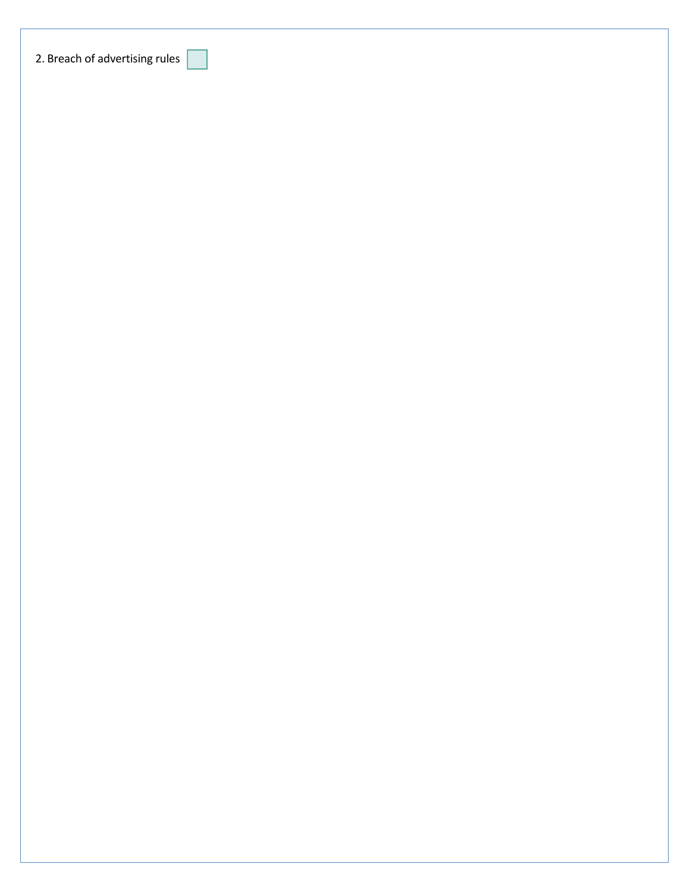2. Breach of advertising rules ☐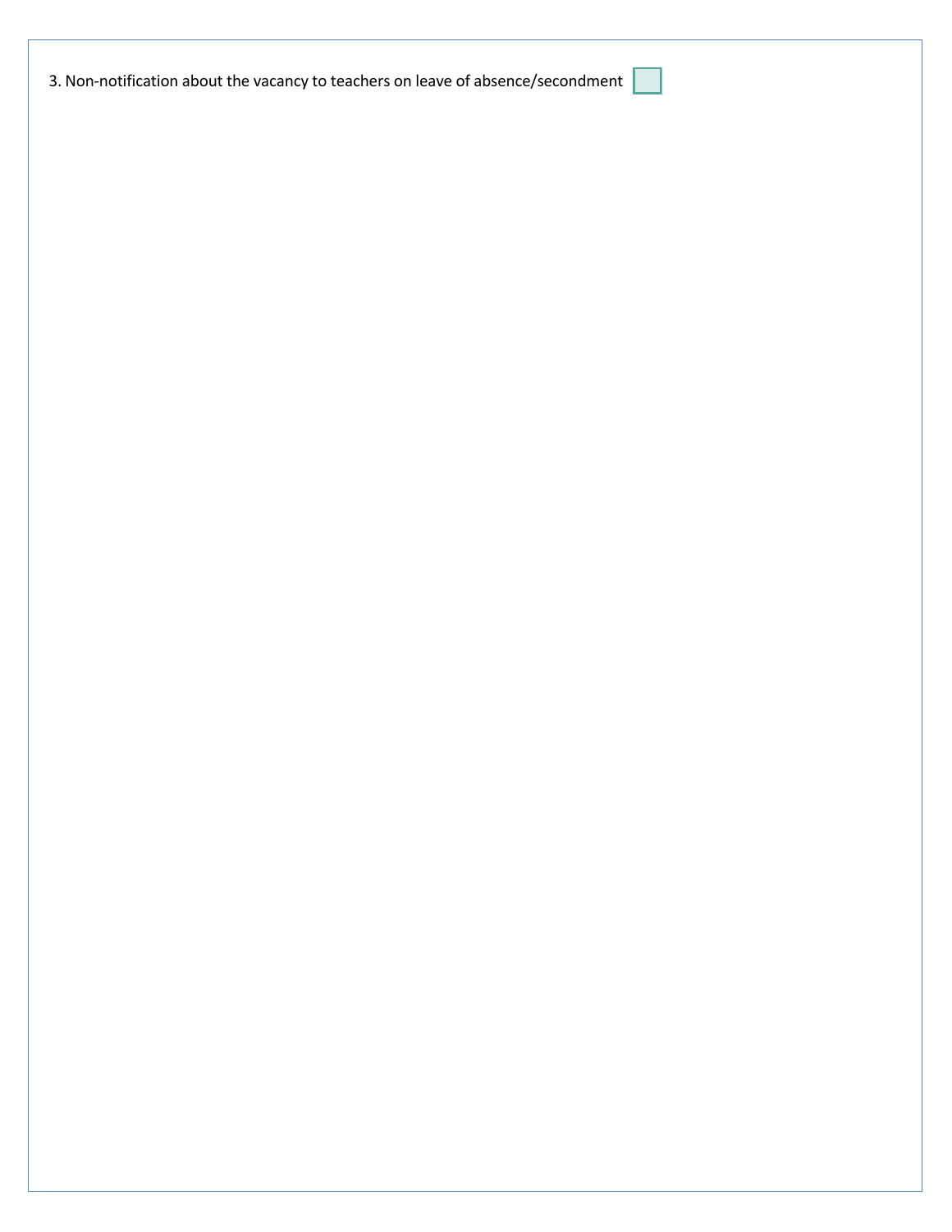3. Non-notification about the vacancy to teachers on leave of absence/secondment ☐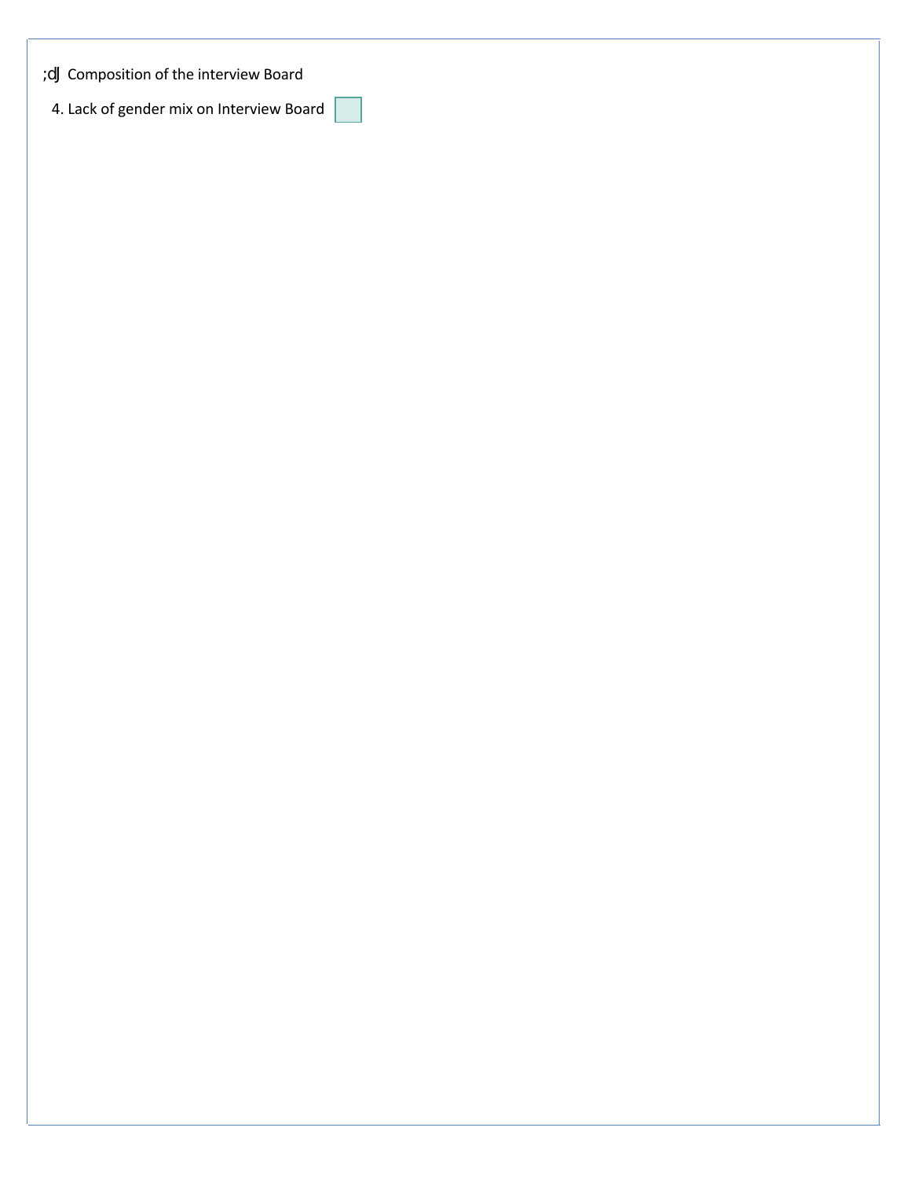;dĴ Composition of the interview Board

4. Lack of gender mix on Interview Board ☐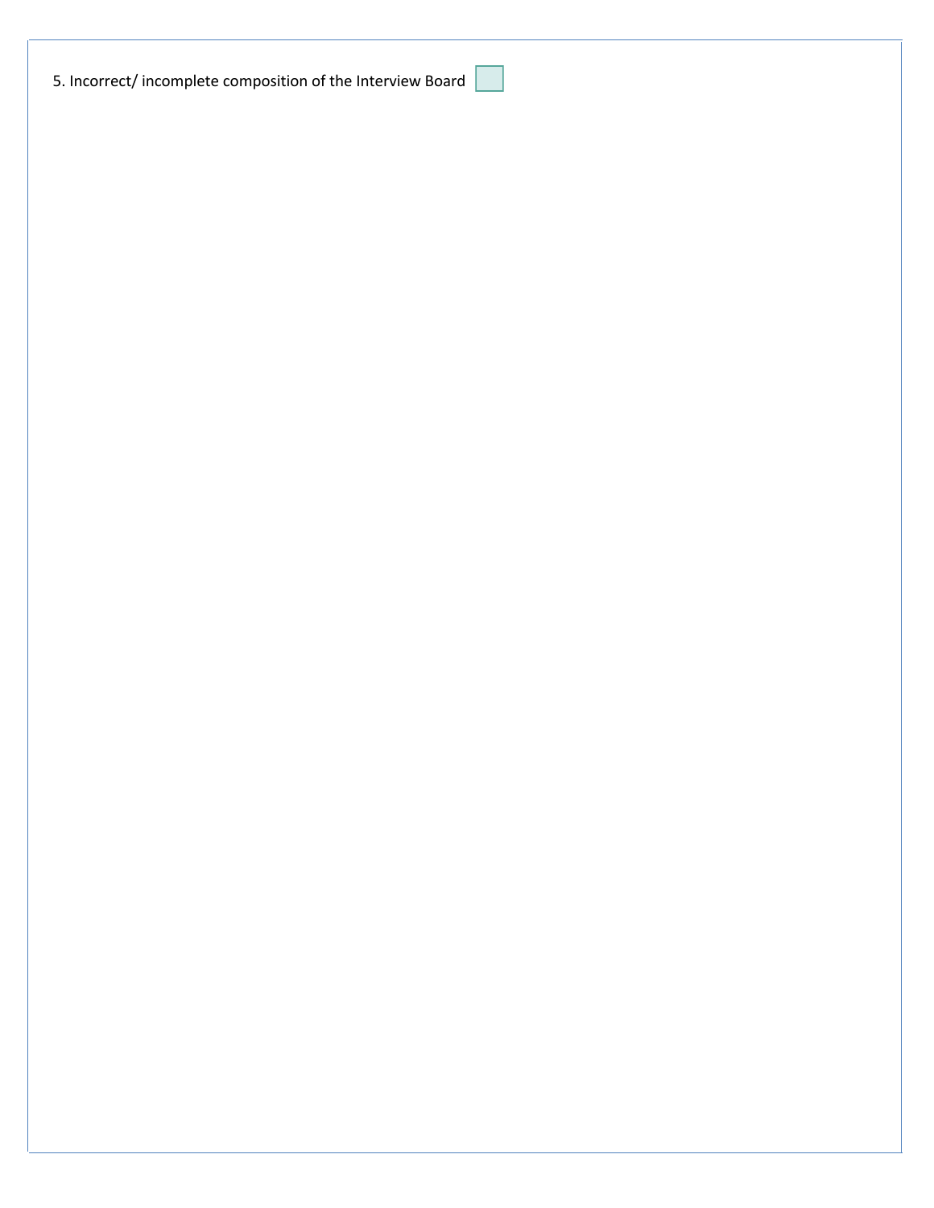5. Incorrect/ incomplete composition of the Interview Board ☐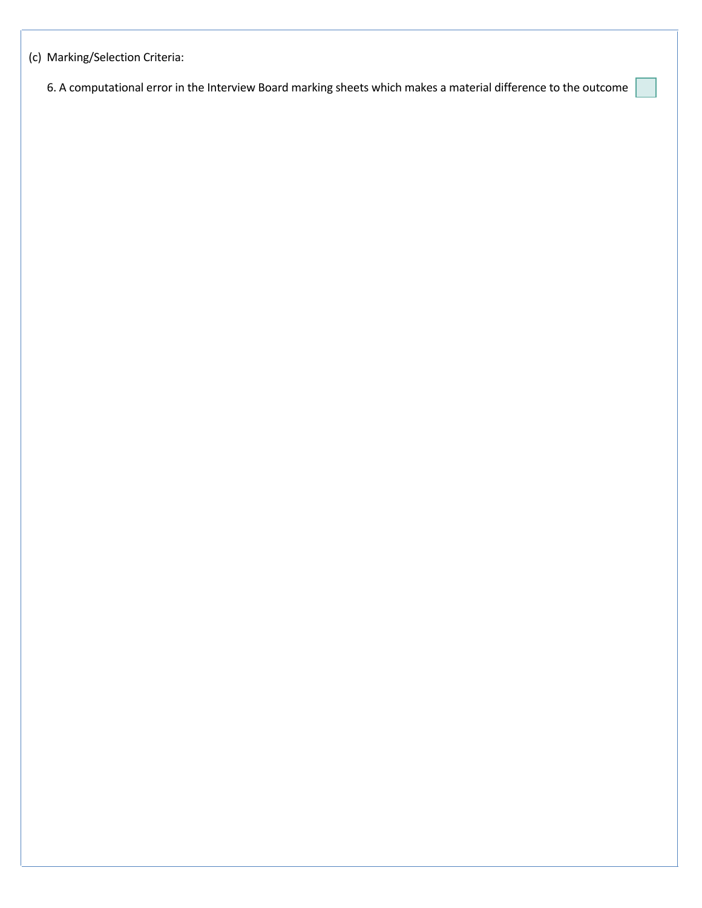(c) Marking/Selection Criteria:

6. A computational error in the Interview Board marking sheets which makes a material difference to the outcome ☐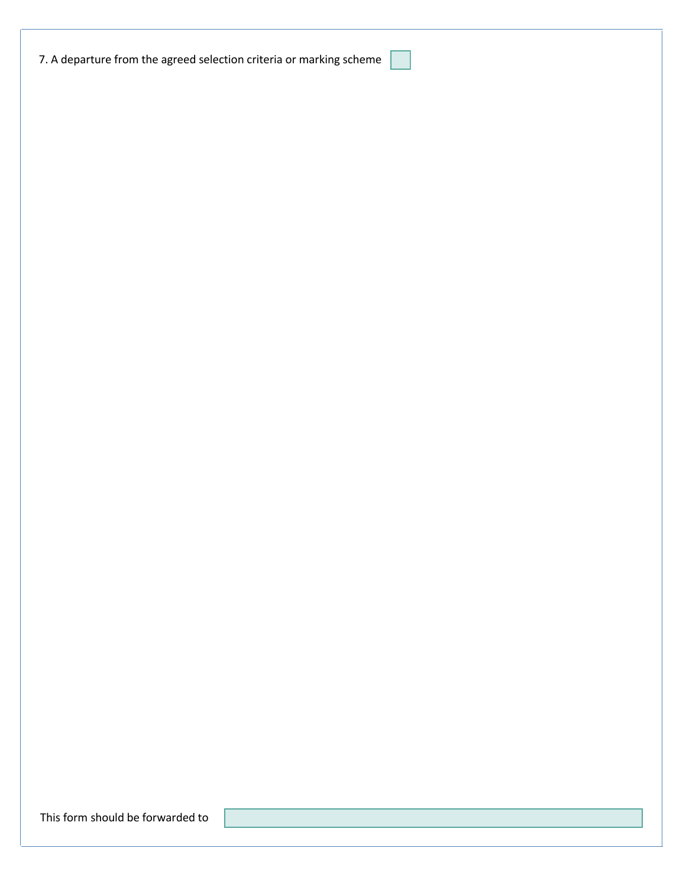7. A departure from the agreed selection criteria or marking scheme ☐

This form should be forwarded to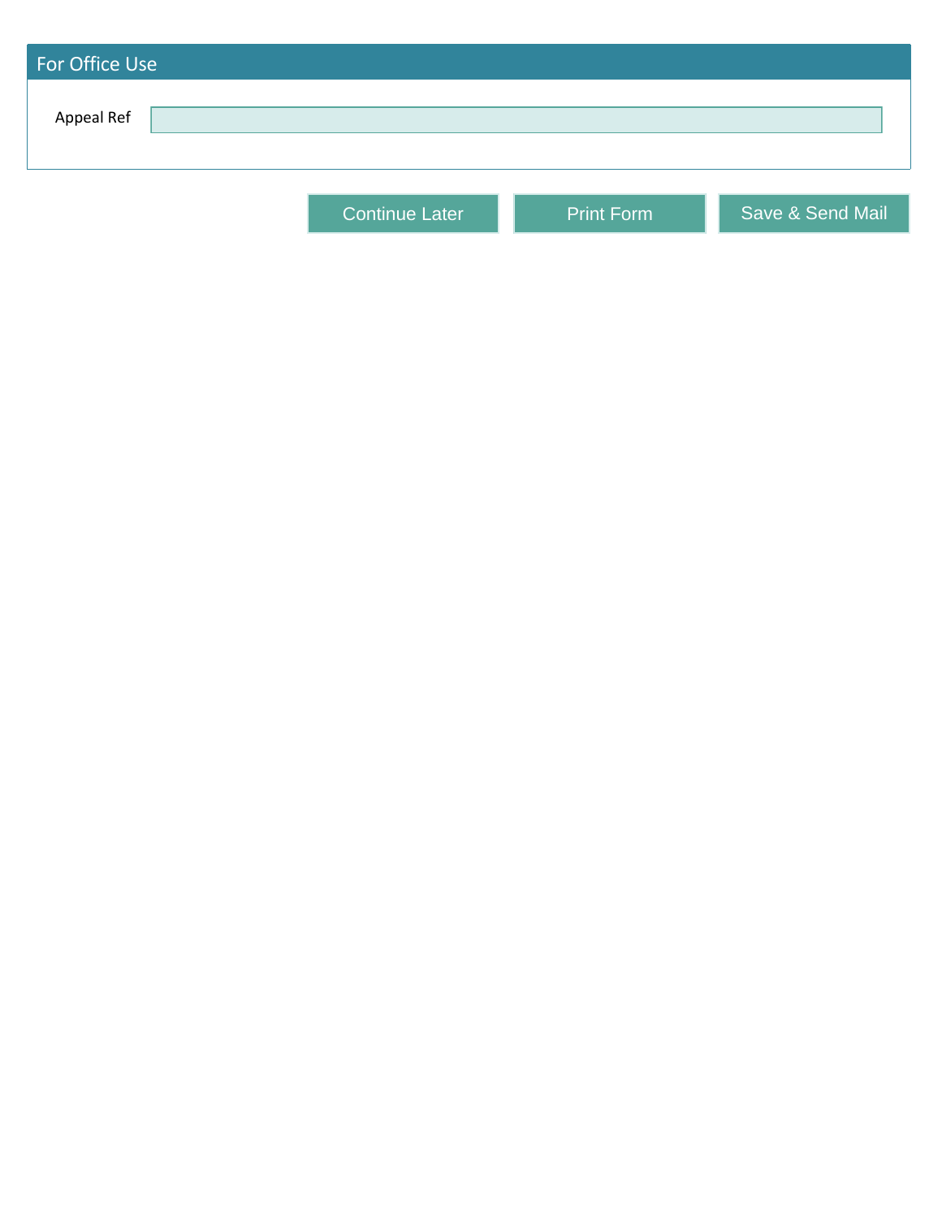## For Office Use

Appeal Ref

Continue Later | Print Form | Save & Send Mail